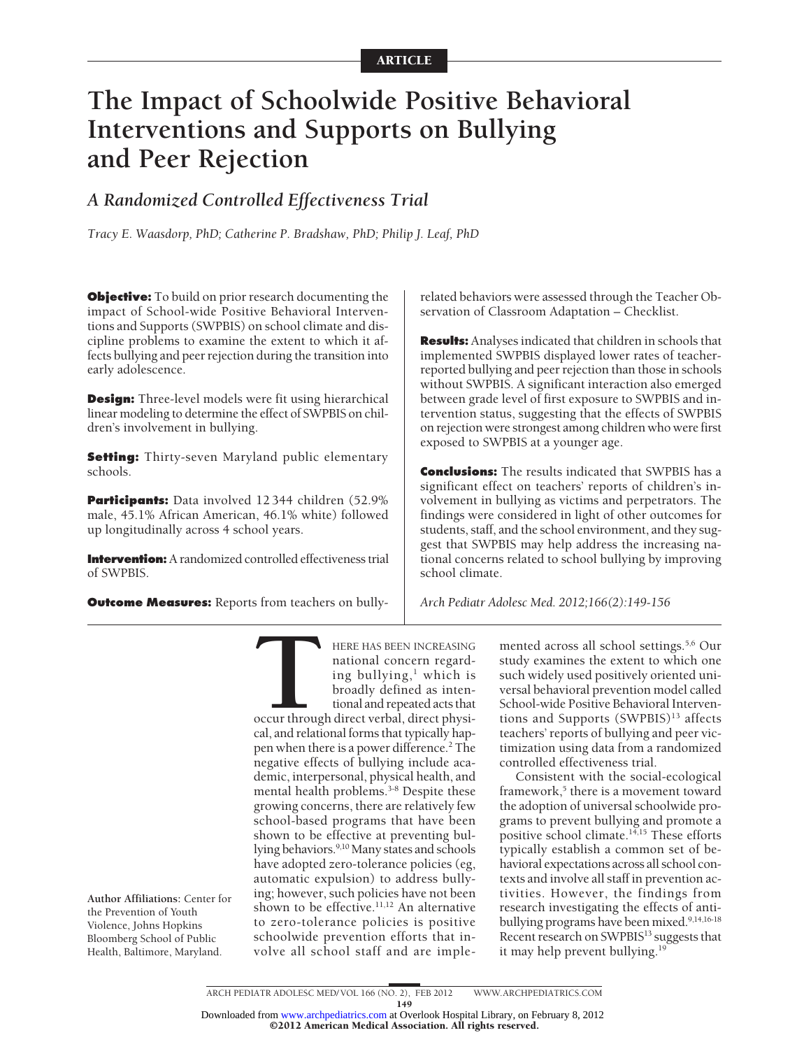ARTICLE

# The Impact of Schoolwide Positive Behavioral Interventions and Supports on Bullying and Peer Rejection

## *A Randomized Controlled Effectiveness Trial*

*Tracy E. Waasdorp, PhD; Catherine P. Bradshaw, PhD; Philip J. Leaf, PhD*

**Objective:** To build on prior research documenting the impact of School-wide Positive Behavioral Interventions and Supports (SWPBIS) on school climate and discipline problems to examine the extent to which it affects bullying and peer rejection during the transition into early adolescence.

**Design:** Three-level models were fit using hierarchical linear modeling to determine the effect of SWPBIS on children's involvement in bullying.

**Setting:** Thirty-seven Maryland public elementary schools.

**Participants:** Data involved 12 344 children (52.9% male, 45.1% African American, 46.1% white) followed up longitudinally across 4 school years.

**Intervention:** A randomized controlled effectiveness trial of SWPBIS.

**Outcome Measures:** Reports from teachers on bullying-related behaviors were assessed through the Teacher Observation of Classroom Adaptation – Checklist.

**Results:** Analyses indicated that children in schools that implemented SWPBIS displayed lower rates of teacher-reported bullying and peer rejection than those in schools without SWPBIS. A significant interaction also emerged between grade level of first exposure to SWPBIS and intervention status, suggesting that the effects of SWPBIS on rejection were strongest among children who were first exposed to SWPBIS at a younger age.

**Conclusions:** The results indicated that SWPBIS has a significant effect on teachers' reports of children's involvement in bullying as victims and perpetrators. The findings were considered in light of other outcomes for students, staff, and the school environment, and they suggest that SWPBIS may help address the increasing national concerns related to school bullying by improving school climate.

*Arch Pediatr Adolesc Med. 2012;166(2):149-156*

THERE HAS BEEN INCREASING national concern regarding bullying,[1] which is broadly defined as intentional and repeated acts that occur through direct verbal, direct physical, and relational forms that typically happen when there is a power difference.[2] The negative effects of bullying include academic, interpersonal, physical health, and mental health problems.[3-8] Despite these growing concerns, there are relatively few school-based programs that have been shown to be effective at preventing bullying behaviors.[9,10] Many states and schools have adopted zero-tolerance policies (eg, automatic expulsion) to address bullying; however, such policies have not been shown to be effective.[11,12] An alternative to zero-tolerance policies is positive schoolwide prevention efforts that involve all school staff and are implemented across all school settings.[5,6] Our study examines the extent to which one such widely used positively oriented universal behavioral prevention model called School-wide Positive Behavioral Interventions and Supports (SWPBIS)[13] affects teachers' reports of bullying and peer victimization using data from a randomized controlled effectiveness trial.

Consistent with the social-ecological framework,[5] there is a movement toward the adoption of universal schoolwide programs to prevent bullying and promote a positive school climate.[14,15] These efforts typically establish a common set of behavioral expectations across all school contexts and involve all staff in prevention activities. However, the findings from research investigating the effects of antibullying programs have been mixed.[9,14,16-18] Recent research on SWPBIS[13] suggests that it may help prevent bullying.[19]

**Author Affiliations:** Center for the Prevention of Youth Violence, Johns Hopkins Bloomberg School of Public Health, Baltimore, Maryland.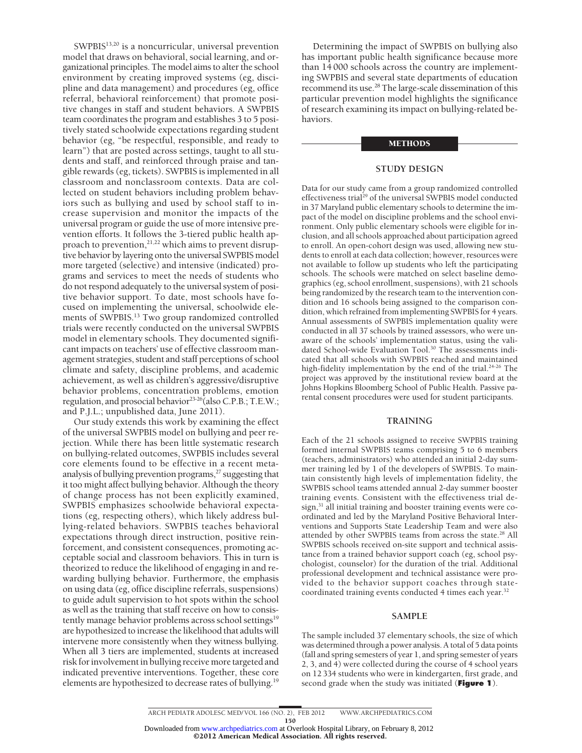SWPBIS[13,20] is a noncurricular, universal prevention model that draws on behavioral, social learning, and organizational principles. The model aims to alter the school environment by creating improved systems (eg, discipline and data management) and procedures (eg, office referral, behavioral reinforcement) that promote positive changes in staff and student behaviors. A SWPBIS team coordinates the program and establishes 3 to 5 positively stated schoolwide expectations regarding student behavior (eg, "be respectful, responsible, and ready to learn") that are posted across settings, taught to all students and staff, and reinforced through praise and tangible rewards (eg, tickets). SWPBIS is implemented in all classroom and nonclassroom contexts. Data are collected on student behaviors including problem behaviors such as bullying and used by school staff to increase supervision and monitor the impacts of the universal program or guide the use of more intensive prevention efforts. It follows the 3-tiered public health approach to prevention,[21,22] which aims to prevent disruptive behavior by layering onto the universal SWPBIS model more targeted (selective) and intensive (indicated) programs and services to meet the needs of students who do not respond adequately to the universal system of positive behavior support. To date, most schools have focused on implementing the universal, schoolwide elements of SWPBIS.[13] Two group randomized controlled trials were recently conducted on the universal SWPBIS model in elementary schools. They documented significant impacts on teachers' use of effective classroom management strategies, student and staff perceptions of school climate and safety, discipline problems, and academic achievement, as well as children's aggressive/disruptive behavior problems, concentration problems, emotion regulation, and prosocial behavior[23-26](also C.P.B.; T.E.W.; and P.J.L.; unpublished data, June 2011).

Our study extends this work by examining the effect of the universal SWPBIS model on bullying and peer rejection. While there has been little systematic research on bullying-related outcomes, SWPBIS includes several core elements found to be effective in a recent meta-analysis of bullying prevention programs,[27] suggesting that it too might affect bullying behavior. Although the theory of change process has not been explicitly examined, SWPBIS emphasizes schoolwide behavioral expectations (eg, respecting others), which likely address bullying-related behaviors. SWPBIS teaches behavioral expectations through direct instruction, positive reinforcement, and consistent consequences, promoting acceptable social and classroom behaviors. This in turn is theorized to reduce the likelihood of engaging in and rewarding bullying behavior. Furthermore, the emphasis on using data (eg, office discipline referrals, suspensions) to guide adult supervision to hot spots within the school as well as the training that staff receive on how to consistently manage behavior problems across school settings[19] are hypothesized to increase the likelihood that adults will intervene more consistently when they witness bullying. When all 3 tiers are implemented, students at increased risk for involvement in bullying receive more targeted and indicated preventive interventions. Together, these core elements are hypothesized to decrease rates of bullying.[19]

Determining the impact of SWPBIS on bullying also has important public health significance because more than 14 000 schools across the country are implementing SWPBIS and several state departments of education recommend its use.[28] The large-scale dissemination of this particular prevention model highlights the significance of research examining its impact on bullying-related behaviors.

# METHODS

## STUDY DESIGN

Data for our study came from a group randomized controlled effectiveness trial[29] of the universal SWPBIS model conducted in 37 Maryland public elementary schools to determine the impact of the model on discipline problems and the school environment. Only public elementary schools were eligible for inclusion, and all schools approached about participation agreed to enroll. An open-cohort design was used, allowing new students to enroll at each data collection; however, resources were not available to follow up students who left the participating schools. The schools were matched on select baseline demographics (eg, school enrollment, suspensions), with 21 schools being randomized by the research team to the intervention condition and 16 schools being assigned to the comparison condition, which refrained from implementing SWPBIS for 4 years. Annual assessments of SWPBIS implementation quality were conducted in all 37 schools by trained assessors, who were unaware of the schools' implementation status, using the validated School-wide Evaluation Tool.[30] The assessments indicated that all schools with SWPBIS reached and maintained high-fidelity implementation by the end of the trial.[24-26] The project was approved by the institutional review board at the Johns Hopkins Bloomberg School of Public Health. Passive parental consent procedures were used for student participants.

## TRAINING

Each of the 21 schools assigned to receive SWPBIS training formed internal SWPBIS teams comprising 5 to 6 members (teachers, administrators) who attended an initial 2-day summer training led by 1 of the developers of SWPBIS. To maintain consistently high levels of implementation fidelity, the SWPBIS school teams attended annual 2-day summer booster training events. Consistent with the effectiveness trial design,[31] all initial training and booster training events were coordinated and led by the Maryland Positive Behavioral Interventions and Supports State Leadership Team and were also attended by other SWPBIS teams from across the state.[28] All SWPBIS schools received on-site support and technical assistance from a trained behavior support coach (eg, school psychologist, counselor) for the duration of the trial. Additional professional development and technical assistance were provided to the behavior support coaches through state-coordinated training events conducted 4 times each year.[32]

## SAMPLE

The sample included 37 elementary schools, the size of which was determined through a power analysis. A total of 5 data points (fall and spring semesters of year 1, and spring semester of years 2, 3, and 4) were collected during the course of 4 school years on 12 334 students who were in kindergarten, first grade, and second grade when the study was initiated (**Figure 1**).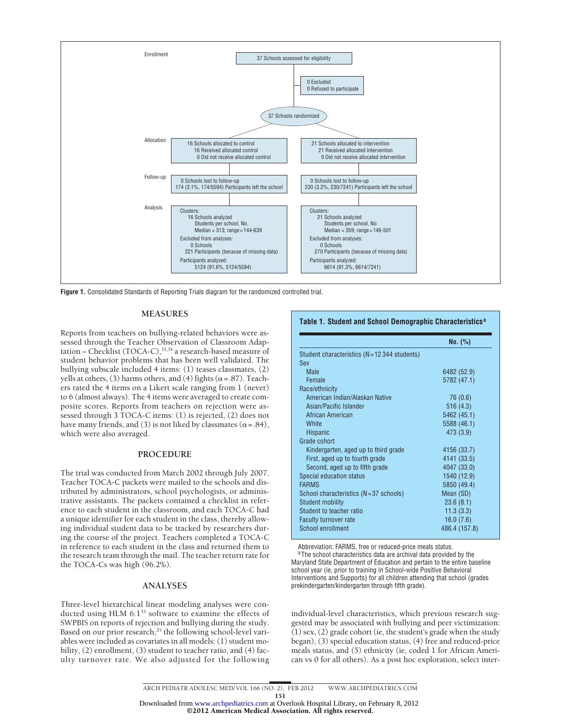Enrollment

37 Schools assessed for eligibility

0 Excluded
0 Refused to participate

37 Schools randomized

Allocation

| 16 Schools allocated to control | 21 Schools allocated to intervention |
|---|---|
| 16 Received allocated control | 21 Received allocated intervention |
| 0 Did not receive allocated control | 0 Did not receive allocated intervention |

Follow-up

| Control | Intervention |
|---|---|
| 0 Schools lost to follow-up | 0 Schools lost to follow-up |
| 174 (3.1%, 174/5594) Participants left the school | 230 (3.2%, 230/7241) Participants left the school |

Analysis

| Control | Intervention |
|---|---|
| Clusters: 16 Schools analyzed; Students per school, No. Median = 313; range = 144-639 | Clusters: 21 Schools analyzed; Students per school, No. Median = 359; range = 146-501 |
| Excluded from analyses: 0 Schools; 221 Participants (because of missing data) | Excluded from analyses: 0 Schools; 270 Participants (because of missing data) |
| Participants analyzed: 5124 (91.6%, 5124/5594) | Participants analyzed: 6614 (91.3%, 6614/7241) |

**Figure 1.** Consolidated Standards of Reporting Trials diagram for the randomized controlled trial.

## MEASURES

Reports from teachers on bullying-related behaviors were assessed through the Teacher Observation of Classroom Adaptation – Checklist (TOCA-C),[33,34] a research-based measure of student behavior problems that has been well validated. The bullying subscale included 4 items: (1) teases classmates, (2) yells at others, (3) harms others, and (4) fights ($\alpha = .87$). Teachers rated the 4 items on a Likert scale ranging from 1 (never) to 6 (almost always). The 4 items were averaged to create composite scores. Reports from teachers on rejection were assessed through 3 TOCA-C items: (1) is rejected, (2) does not have many friends, and (3) is not liked by classmates ($\alpha = .84$), which were also averaged.

## PROCEDURE

The trial was conducted from March 2002 through July 2007. Teacher TOCA-C packets were mailed to the schools and distributed by administrators, school psychologists, or administrative assistants. The packets contained a checklist in reference to each student in the classroom, and each TOCA-C had a unique identifier for each student in the class, thereby allowing individual student data to be tracked by researchers during the course of the project. Teachers completed a TOCA-C in reference to each student in the class and returned them to the research team through the mail. The teacher return rate for the TOCA-Cs was high (96.2%).

## ANALYSES

Three-level hierarchical linear modeling analyses were conducted using HLM 6.1[35] software to examine the effects of SWPBIS on reports of rejection and bullying during the study. Based on our prior research,[25] the following school-level variables were included as covariates in all models: (1) student mobility, (2) enrollment, (3) student to teacher ratio, and (4) faculty turnover rate. We also adjusted for the following individual-level characteristics, which previous research suggested may be associated with bullying and peer victimization: (1) sex, (2) grade cohort (ie, the student's grade when the study began), (3) special education status, (4) free and reduced-price meals status, and (5) ethnicity (ie, coded 1 for African American vs 0 for all others). As a post hoc exploration, select inter-

**Table 1. Student and School Demographic Characteristics[a]**

| | No. (%) |
|---|---|
| Student characteristics (N = 12 344 students) | |
| Sex | |
| Male | 6482 (52.9) |
| Female | 5782 (47.1) |
| Race/ethnicity | |
| American Indian/Alaskan Native | 76 (0.6) |
| Asian/Pacific Islander | 516 (4.3) |
| African American | 5462 (45.1) |
| White | 5588 (46.1) |
| Hispanic | 473 (3.9) |
| Grade cohort | |
| Kindergarten, aged up to third grade | 4156 (33.7) |
| First, aged up to fourth grade | 4141 (33.5) |
| Second, aged up to fifth grade | 4047 (33.0) |
| Special education status | 1540 (12.9) |
| FARMS | 5850 (49.4) |
| School characteristics (N = 37 schools) | Mean (SD) |
| Student mobility | 23.6 (8.1) |
| Student to teacher ratio | 11.3 (3.3) |
| Faculty turnover rate | 16.0 (7.6) |
| School enrollment | 486.4 (157.8) |

Abbreviation: FARMS, free or reduced-price meals status.
[a]The school characteristics data are archival data provided by the Maryland State Department of Education and pertain to the entire baseline school year (ie, prior to training in School-wide Positive Behavioral Interventions and Supports) for all children attending that school (grades prekindergarten/kindergarten through fifth grade).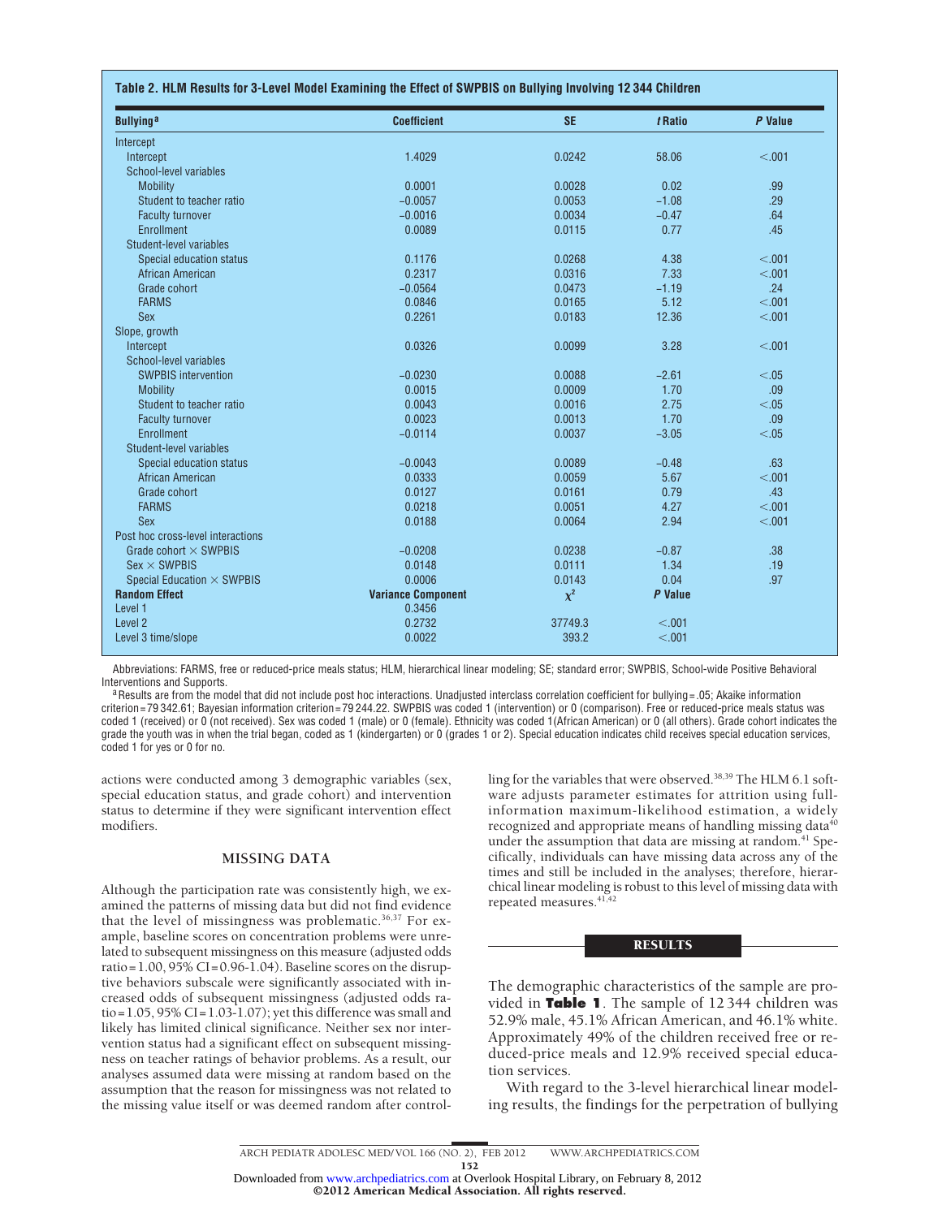**Table 2. HLM Results for 3-Level Model Examining the Effect of SWPBIS on Bullying Involving 12 344 Children**

| Bullying[a] | Coefficient | SE | *t* Ratio | *P* Value |
|---|---|---|---|---|
| Intercept | | | | |
| Intercept | 1.4029 | 0.0242 | 58.06 | <.001 |
| School-level variables | | | | |
| Mobility | 0.0001 | 0.0028 | 0.02 | .99 |
| Student to teacher ratio | −0.0057 | 0.0053 | −1.08 | .29 |
| Faculty turnover | −0.0016 | 0.0034 | −0.47 | .64 |
| Enrollment | 0.0089 | 0.0115 | 0.77 | .45 |
| Student-level variables | | | | |
| Special education status | 0.1176 | 0.0268 | 4.38 | <.001 |
| African American | 0.2317 | 0.0316 | 7.33 | <.001 |
| Grade cohort | −0.0564 | 0.0473 | −1.19 | .24 |
| FARMS | 0.0846 | 0.0165 | 5.12 | <.001 |
| Sex | 0.2261 | 0.0183 | 12.36 | <.001 |
| Slope, growth | | | | |
| Intercept | 0.0326 | 0.0099 | 3.28 | <.001 |
| School-level variables | | | | |
| SWPBIS intervention | −0.0230 | 0.0088 | −2.61 | <.05 |
| Mobility | 0.0015 | 0.0009 | 1.70 | .09 |
| Student to teacher ratio | 0.0043 | 0.0016 | 2.75 | <.05 |
| Faculty turnover | 0.0023 | 0.0013 | 1.70 | .09 |
| Enrollment | −0.0114 | 0.0037 | −3.05 | <.05 |
| Student-level variables | | | | |
| Special education status | −0.0043 | 0.0089 | −0.48 | .63 |
| African American | 0.0333 | 0.0059 | 5.67 | <.001 |
| Grade cohort | 0.0127 | 0.0161 | 0.79 | .43 |
| FARMS | 0.0218 | 0.0051 | 4.27 | <.001 |
| Sex | 0.0188 | 0.0064 | 2.94 | <.001 |
| Post hoc cross-level interactions | | | | |
| Grade cohort × SWPBIS | −0.0208 | 0.0238 | −0.87 | .38 |
| Sex × SWPBIS | 0.0148 | 0.0111 | 1.34 | .19 |
| Special Education × SWPBIS | 0.0006 | 0.0143 | 0.04 | .97 |
| **Random Effect** | **Variance Component** | $\chi^2$ | ***P* Value** | |
| Level 1 | 0.3456 | | | |
| Level 2 | 0.2732 | 37749.3 | <.001 | |
| Level 3 time/slope | 0.0022 | 393.2 | <.001 | |

Abbreviations: FARMS, free or reduced-price meals status; HLM, hierarchical linear modeling; SE; standard error; SWPBIS, School-wide Positive Behavioral Interventions and Supports.

[a] Results are from the model that did not include post hoc interactions. Unadjusted interclass correlation coefficient for bullying = .05; Akaike information criterion = 79 342.61; Bayesian information criterion = 79 244.22. SWPBIS was coded 1 (intervention) or 0 (comparison). Free or reduced-price meals status was coded 1 (received) or 0 (not received). Sex was coded 1 (male) or 0 (female). Ethnicity was coded 1 (African American) or 0 (all others). Grade cohort indicates the grade the youth was in when the trial began, coded as 1 (kindergarten) or 0 (grades 1 or 2). Special education indicates child receives special education services, coded 1 for yes or 0 for no.

actions were conducted among 3 demographic variables (sex, special education status, and grade cohort) and intervention status to determine if they were significant intervention effect modifiers.

## MISSING DATA

Although the participation rate was consistently high, we examined the patterns of missing data but did not find evidence that the level of missingness was problematic.[36,37] For example, baseline scores on concentration problems were unrelated to subsequent missingness on this measure (adjusted odds ratio = 1.00, 95% CI = 0.96-1.04). Baseline scores on the disruptive behaviors subscale were significantly associated with increased odds of subsequent missingness (adjusted odds ratio = 1.05, 95% CI = 1.03-1.07); yet this difference was small and likely has limited clinical significance. Neither sex nor intervention status had a significant effect on subsequent missingness on teacher ratings of behavior problems. As a result, our analyses assumed data were missing at random based on the assumption that the reason for missingness was not related to the missing value itself or was deemed random after controlling for the variables that were observed.[38,39] The HLM 6.1 software adjusts parameter estimates for attrition using full-information maximum-likelihood estimation, a widely recognized and appropriate means of handling missing data[40] under the assumption that data are missing at random.[41] Specifically, individuals can have missing data across any of the times and still be included in the analyses; therefore, hierarchical linear modeling is robust to this level of missing data with repeated measures.[41,42]

## RESULTS

The demographic characteristics of the sample are provided in **Table 1**. The sample of 12 344 children was 52.9% male, 45.1% African American, and 46.1% white. Approximately 49% of the children received free or reduced-price meals and 12.9% received special education services.

With regard to the 3-level hierarchical linear modeling results, the findings for the perpetration of bullying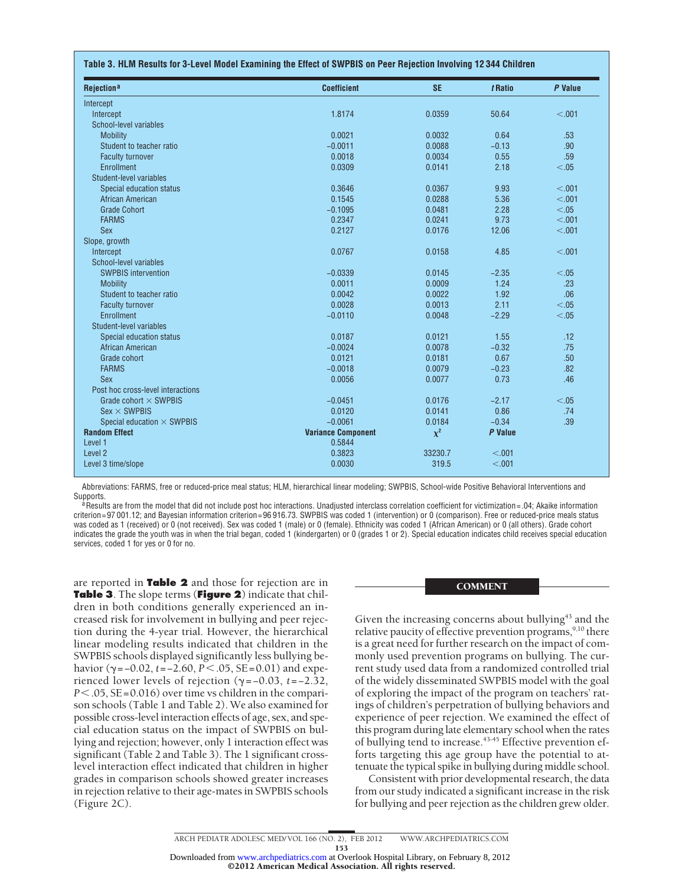**Table 3. HLM Results for 3-Level Model Examining the Effect of SWPBIS on Peer Rejection Involving 12 344 Children**

| Rejection[a] | Coefficient | SE | *t* Ratio | *P* Value |
|---|---|---|---|---|
| Intercept | | | | |
| Intercept | 1.8174 | 0.0359 | 50.64 | <.001 |
| School-level variables | | | | |
| Mobility | 0.0021 | 0.0032 | 0.64 | .53 |
| Student to teacher ratio | −0.0011 | 0.0088 | −0.13 | .90 |
| Faculty turnover | 0.0018 | 0.0034 | 0.55 | .59 |
| Enrollment | 0.0309 | 0.0141 | 2.18 | <.05 |
| Student-level variables | | | | |
| Special education status | 0.3646 | 0.0367 | 9.93 | <.001 |
| African American | 0.1545 | 0.0288 | 5.36 | <.001 |
| Grade Cohort | −0.1095 | 0.0481 | 2.28 | <.05 |
| FARMS | 0.2347 | 0.0241 | 9.73 | <.001 |
| Sex | 0.2127 | 0.0176 | 12.06 | <.001 |
| Slope, growth | | | | |
| Intercept | 0.0767 | 0.0158 | 4.85 | <.001 |
| School-level variables | | | | |
| SWPBIS intervention | −0.0339 | 0.0145 | −2.35 | <.05 |
| Mobility | 0.0011 | 0.0009 | 1.24 | .23 |
| Student to teacher ratio | 0.0042 | 0.0022 | 1.92 | .06 |
| Faculty turnover | 0.0028 | 0.0013 | 2.11 | <.05 |
| Enrollment | −0.0110 | 0.0048 | −2.29 | <.05 |
| Student-level variables | | | | |
| Special education status | 0.0187 | 0.0121 | 1.55 | .12 |
| African American | −0.0024 | 0.0078 | −0.32 | .75 |
| Grade cohort | 0.0121 | 0.0181 | 0.67 | .50 |
| FARMS | −0.0018 | 0.0079 | −0.23 | .82 |
| Sex | 0.0056 | 0.0077 | 0.73 | .46 |
| Post hoc cross-level interactions | | | | |
| Grade cohort × SWPBIS | −0.0451 | 0.0176 | −2.17 | <.05 |
| Sex × SWPBIS | 0.0120 | 0.0141 | 0.86 | .74 |
| Special education × SWPBIS | −0.0061 | 0.0184 | −0.34 | .39 |
| **Random Effect** | **Variance Component** | $\chi^2$ | ***P* Value** | |
| Level 1 | 0.5844 | | | |
| Level 2 | 0.3823 | 33230.7 | <.001 | |
| Level 3 time/slope | 0.0030 | 319.5 | <.001 | |

Abbreviations: FARMS, free or reduced-price meal status; HLM, hierarchical linear modeling; SWPBIS, School-wide Positive Behavioral Interventions and Supports.

[a] Results are from the model that did not include post hoc interactions. Unadjusted interclass correlation coefficient for victimization=.04; Akaike information criterion=97 001.12; and Bayesian information criterion=96 916.73. SWPBIS was coded 1 (intervention) or 0 (comparison). Free or reduced-price meals status was coded as 1 (received) or 0 (not received). Sex was coded 1 (male) or 0 (female). Ethnicity was coded 1 (African American) or 0 (all others). Grade cohort indicates the grade the youth was in when the trial began, coded 1 (kindergarten) or 0 (grades 1 or 2). Special education indicates child receives special education services, coded 1 for yes or 0 for no.

are reported in **Table 2** and those for rejection are in **Table 3**. The slope terms (**Figure 2**) indicate that children in both conditions generally experienced an increased risk for involvement in bullying and peer rejection during the 4-year trial. However, the hierarchical linear modeling results indicated that children in the SWPBIS schools displayed significantly less bullying behavior ($\gamma = -0.02$, $t = -2.60$, $P < .05$, SE=0.01) and experienced lower levels of rejection ($\gamma = -0.03$, $t = -2.32$, $P < .05$, SE=0.016) over time vs children in the comparison schools (Table 1 and Table 2). We also examined for possible cross-level interaction effects of age, sex, and special education status on the impact of SWPBIS on bullying and rejection; however, only 1 interaction effect was significant (Table 2 and Table 3). The 1 significant cross-level interaction effect indicated that children in higher grades in comparison schools showed greater increases in rejection relative to their age-mates in SWPBIS schools (Figure 2C).

## COMMENT

Given the increasing concerns about bullying[43] and the relative paucity of effective prevention programs,[9,10] there is a great need for further research on the impact of commonly used prevention programs on bullying. The current study used data from a randomized controlled trial of the widely disseminated SWPBIS model with the goal of exploring the impact of the program on teachers' ratings of children's perpetration of bullying behaviors and experience of peer rejection. We examined the effect of this program during late elementary school when the rates of bullying tend to increase.[43-45] Effective prevention efforts targeting this age group have the potential to attenuate the typical spike in bullying during middle school.

Consistent with prior developmental research, the data from our study indicated a significant increase in the risk for bullying and peer rejection as the children grew older.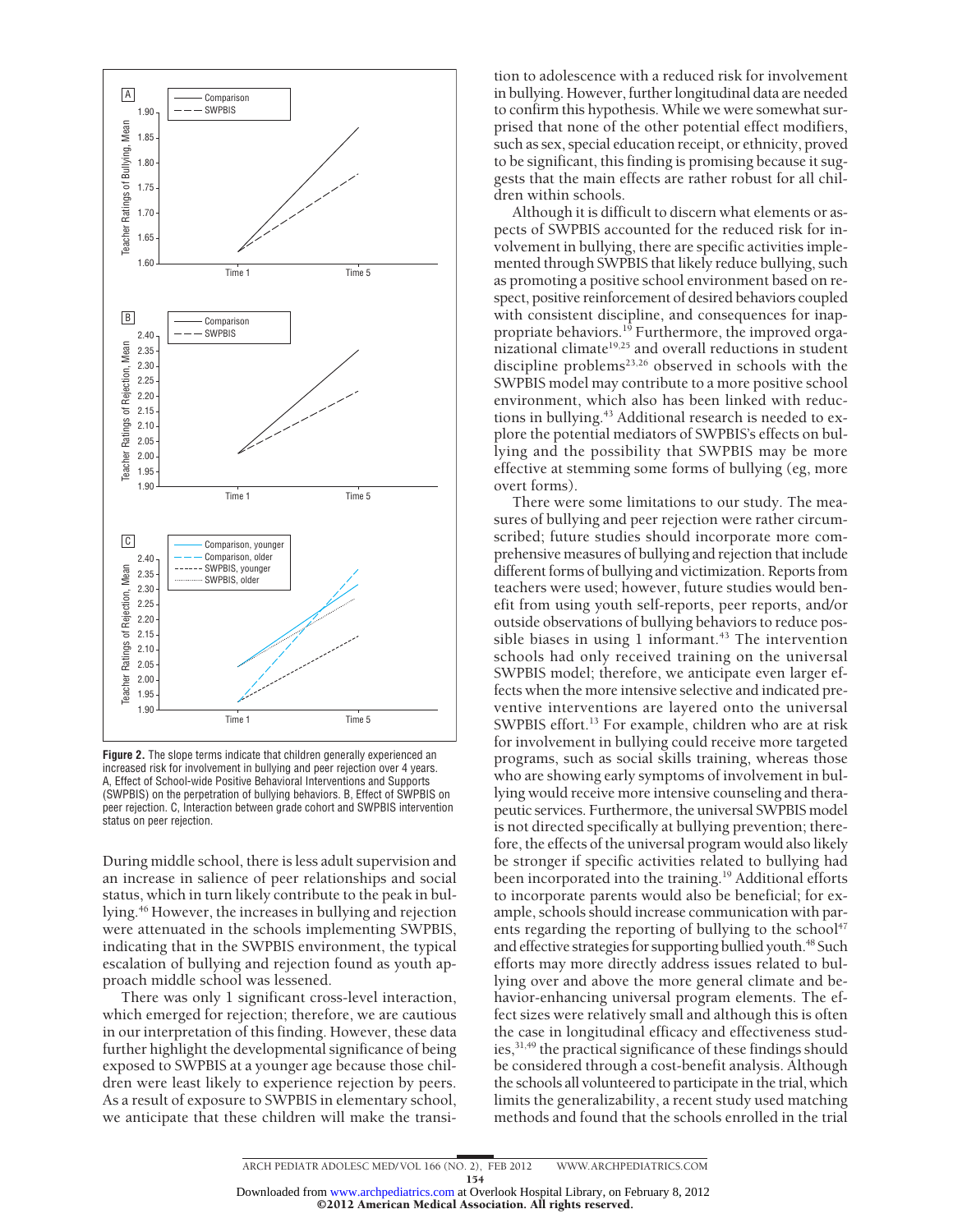A

Comparison
SWPBIS

Teacher Ratings of Bullying, Mean

1.90
1.85
1.80
1.75
1.70
1.65
1.60

Time 1
Time 5

B

Comparison
SWPBIS

Teacher Ratings of Rejection, Mean

2.40
2.35
2.30
2.25
2.20
2.15
2.10
2.05
2.00
1.95
1.90

Time 1
Time 5

C

Comparison, younger
Comparison, older
SWPBIS, younger
SWPBIS, older

Teacher Ratings of Rejection, Mean

2.40
2.35
2.30
2.25
2.20
2.15
2.10
2.05
2.00
1.95
1.90

Time 1
Time 5

**Figure 2.** The slope terms indicate that children generally experienced an increased risk for involvement in bullying and peer rejection over 4 years. A, Effect of School-wide Positive Behavioral Interventions and Supports (SWPBIS) on the perpetration of bullying behaviors. B, Effect of SWPBIS on peer rejection. C, Interaction between grade cohort and SWPBIS intervention status on peer rejection.

During middle school, there is less adult supervision and an increase in salience of peer relationships and social status, which in turn likely contribute to the peak in bullying.[46] However, the increases in bullying and rejection were attenuated in the schools implementing SWPBIS, indicating that in the SWPBIS environment, the typical escalation of bullying and rejection found as youth approach middle school was lessened.

There was only 1 significant cross-level interaction, which emerged for rejection; therefore, we are cautious in our interpretation of this finding. However, these data further highlight the developmental significance of being exposed to SWPBIS at a younger age because those children were least likely to experience rejection by peers. As a result of exposure to SWPBIS in elementary school, we anticipate that these children will make the transition to adolescence with a reduced risk for involvement in bullying. However, further longitudinal data are needed to confirm this hypothesis. While we were somewhat surprised that none of the other potential effect modifiers, such as sex, special education receipt, or ethnicity, proved to be significant, this finding is promising because it suggests that the main effects are rather robust for all children within schools.

Although it is difficult to discern what elements or aspects of SWPBIS accounted for the reduced risk for involvement in bullying, there are specific activities implemented through SWPBIS that likely reduce bullying, such as promoting a positive school environment based on respect, positive reinforcement of desired behaviors coupled with consistent discipline, and consequences for inappropriate behaviors.[19] Furthermore, the improved organizational climate[19,25] and overall reductions in student discipline problems[23,26] observed in schools with the SWPBIS model may contribute to a more positive school environment, which also has been linked with reductions in bullying.[43] Additional research is needed to explore the potential mediators of SWPBIS's effects on bullying and the possibility that SWPBIS may be more effective at stemming some forms of bullying (eg, more overt forms).

There were some limitations to our study. The measures of bullying and peer rejection were rather circumscribed; future studies should incorporate more comprehensive measures of bullying and rejection that include different forms of bullying and victimization. Reports from teachers were used; however, future studies would benefit from using youth self-reports, peer reports, and/or outside observations of bullying behaviors to reduce possible biases in using 1 informant.[43] The intervention schools had only received training on the universal SWPBIS model; therefore, we anticipate even larger effects when the more intensive selective and indicated preventive interventions are layered onto the universal SWPBIS effort.[13] For example, children who are at risk for involvement in bullying could receive more targeted programs, such as social skills training, whereas those who are showing early symptoms of involvement in bullying would receive more intensive counseling and therapeutic services. Furthermore, the universal SWPBIS model is not directed specifically at bullying prevention; therefore, the effects of the universal program would also likely be stronger if specific activities related to bullying had been incorporated into the training.[19] Additional efforts to incorporate parents would also be beneficial; for example, schools should increase communication with parents regarding the reporting of bullying to the school[47] and effective strategies for supporting bullied youth.[48] Such efforts may more directly address issues related to bullying over and above the more general climate and behavior-enhancing universal program elements. The effect sizes were relatively small and although this is often the case in longitudinal efficacy and effectiveness studies,[31,49] the practical significance of these findings should be considered through a cost-benefit analysis. Although the schools all volunteered to participate in the trial, which limits the generalizability, a recent study used matching methods and found that the schools enrolled in the trial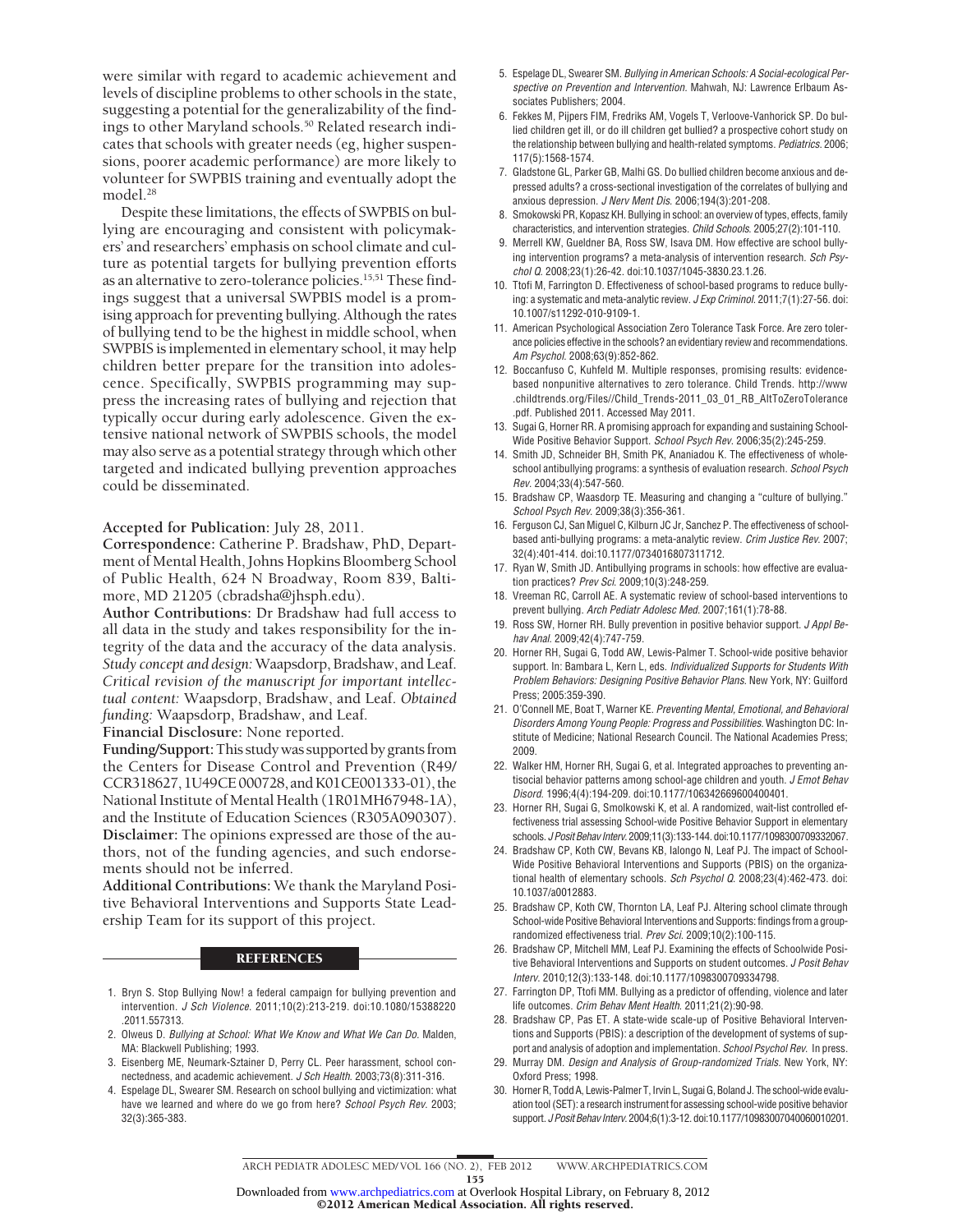were similar with regard to academic achievement and levels of discipline problems to other schools in the state, suggesting a potential for the generalizability of the findings to other Maryland schools.[50] Related research indicates that schools with greater needs (eg, higher suspensions, poorer academic performance) are more likely to volunteer for SWPBIS training and eventually adopt the model.[28]

Despite these limitations, the effects of SWPBIS on bullying are encouraging and consistent with policymakers' and researchers' emphasis on school climate and culture as potential targets for bullying prevention efforts as an alternative to zero-tolerance policies.[15,51] These findings suggest that a universal SWPBIS model is a promising approach for preventing bullying. Although the rates of bullying tend to be the highest in middle school, when SWPBIS is implemented in elementary school, it may help children better prepare for the transition into adolescence. Specifically, SWPBIS programming may suppress the increasing rates of bullying and rejection that typically occur during early adolescence. Given the extensive national network of SWPBIS schools, the model may also serve as a potential strategy through which other targeted and indicated bullying prevention approaches could be disseminated.

**Accepted for Publication:** July 28, 2011.

**Correspondence:** Catherine P. Bradshaw, PhD, Department of Mental Health, Johns Hopkins Bloomberg School of Public Health, 624 N Broadway, Room 839, Baltimore, MD 21205 (cbradsha@jhsph.edu).

**Author Contributions:** Dr Bradshaw had full access to all data in the study and takes responsibility for the integrity of the data and the accuracy of the data analysis. *Study concept and design:* Waapsdorp, Bradshaw, and Leaf. *Critical revision of the manuscript for important intellectual content:* Waapsdorp, Bradshaw, and Leaf. *Obtained funding:* Waapsdorp, Bradshaw, and Leaf.

**Financial Disclosure:** None reported.

**Funding/Support:** This study was supported by grants from the Centers for Disease Control and Prevention (R49/CCR318627, 1U49CE 000728, and K01CE001333-01), the National Institute of Mental Health (1R01MH67948-1A), and the Institute of Education Sciences (R305A090307).

**Disclaimer:** The opinions expressed are those of the authors, not of the funding agencies, and such endorsements should not be inferred.

**Additional Contributions:** We thank the Maryland Positive Behavioral Interventions and Supports State Leadership Team for its support of this project.

## REFERENCES

1. Bryn S. Stop Bullying Now! a federal campaign for bullying prevention and intervention. *J Sch Violence*. 2011;10(2):213-219. doi:10.1080/15388220.2011.557313.
2. Olweus D. *Bullying at School: What We Know and What We Can Do*. Malden, MA: Blackwell Publishing; 1993.
3. Eisenberg ME, Neumark-Sztainer D, Perry CL. Peer harassment, school connectedness, and academic achievement. *J Sch Health*. 2003;73(8):311-316.
4. Espelage DL, Swearer SM. Research on school bullying and victimization: what have we learned and where do we go from here? *School Psych Rev*. 2003;32(3):365-383.
5. Espelage DL, Swearer SM. *Bullying in American Schools: A Social-ecological Perspective on Prevention and Intervention*. Mahwah, NJ: Lawrence Erlbaum Associates Publishers; 2004.
6. Fekkes M, Pijpers FIM, Fredriks AM, Vogels T, Verloove-Vanhorick SP. Do bullied children get ill, or do ill children get bullied? a prospective cohort study on the relationship between bullying and health-related symptoms. *Pediatrics*. 2006;117(5):1568-1574.
7. Gladstone GL, Parker GB, Malhi GS. Do bullied children become anxious and depressed adults? a cross-sectional investigation of the correlates of bullying and anxious depression. *J Nerv Ment Dis*. 2006;194(3):201-208.
8. Smokowski PR, Kopasz KH. Bullying in school: an overview of types, effects, family characteristics, and intervention strategies. *Child Schools*. 2005;27(2):101-110.
9. Merrell KW, Gueldner BA, Ross SW, Isava DM. How effective are school bullying intervention programs? a meta-analysis of intervention research. *Sch Psychol Q*. 2008;23(1):26-42. doi:10.1037/1045-3830.23.1.26.
10. Ttofi M, Farrington D. Effectiveness of school-based programs to reduce bullying: a systematic and meta-analytic review. *J Exp Criminol*. 2011;7(1):27-56. doi:10.1007/s11292-010-9109-1.
11. American Psychological Association Zero Tolerance Task Force. Are zero tolerance policies effective in the schools? an evidentiary review and recommendations. *Am Psychol*. 2008;63(9):852-862.
12. Boccanfuso C, Kuhfeld M. Multiple responses, promising results: evidence-based nonpunitive alternatives to zero tolerance. Child Trends. http://www.childtrends.org/Files//Child_Trends-2011_03_01_RB_AltToZeroTolerance.pdf. Published 2011. Accessed May 2011.
13. Sugai G, Horner RR. A promising approach for expanding and sustaining School-Wide Positive Behavior Support. *School Psych Rev*. 2006;35(2):245-259.
14. Smith JD, Schneider BH, Smith PK, Ananiadou K. The effectiveness of whole-school antibullying programs: a synthesis of evaluation research. *School Psych Rev*. 2004;33(4):547-560.
15. Bradshaw CP, Waasdorp TE. Measuring and changing a "culture of bullying." *School Psych Rev*. 2009;38(3):356-361.
16. Ferguson CJ, San Miguel C, Kilburn JC Jr, Sanchez P. The effectiveness of school-based anti-bullying programs: a meta-analytic review. *Crim Justice Rev*. 2007;32(4):401-414. doi:10.1177/0734016807311712.
17. Ryan W, Smith JD. Antibullying programs in schools: how effective are evaluation practices? *Prev Sci*. 2009;10(3):248-259.
18. Vreeman RC, Carroll AE. A systematic review of school-based interventions to prevent bullying. *Arch Pediatr Adolesc Med*. 2007;161(1):78-88.
19. Ross SW, Horner RH. Bully prevention in positive behavior support. *J Appl Behav Anal*. 2009;42(4):747-759.
20. Horner RH, Sugai G, Todd AW, Lewis-Palmer T. School-wide positive behavior support. In: Bambara L, Kern L, eds. *Individualized Supports for Students With Problem Behaviors: Designing Positive Behavior Plans*. New York, NY: Guilford Press; 2005:359-390.
21. O'Connell ME, Boat T, Warner KE. *Preventing Mental, Emotional, and Behavioral Disorders Among Young People: Progress and Possibilities*. Washington DC: Institute of Medicine; National Research Council. The National Academies Press; 2009.
22. Walker HM, Horner RH, Sugai G, et al. Integrated approaches to preventing antisocial behavior patterns among school-age children and youth. *J Emot Behav Disord*. 1996;4(4):194-209. doi:10.1177/106342669600400401.
23. Horner RH, Sugai G, Smolkowski K, et al. A randomized, wait-list controlled effectiveness trial assessing School-wide Positive Behavior Support in elementary schools. *J Posit Behav Interv*. 2009;11(3):133-144. doi:10.1177/1098300709332067.
24. Bradshaw CP, Koth CW, Bevans KB, Ialongo N, Leaf PJ. The impact of School-Wide Positive Behavioral Interventions and Supports (PBIS) on the organizational health of elementary schools. *Sch Psychol Q*. 2008;23(4):462-473. doi:10.1037/a0012883.
25. Bradshaw CP, Koth CW, Thornton LA, Leaf PJ. Altering school climate through School-wide Positive Behavioral Interventions and Supports: findings from a group-randomized effectiveness trial. *Prev Sci*. 2009;10(2):100-115.
26. Bradshaw CP, Mitchell MM, Leaf PJ. Examining the effects of Schoolwide Positive Behavioral Interventions and Supports on student outcomes. *J Posit Behav Interv*. 2010;12(3):133-148. doi:10.1177/1098300709334798.
27. Farrington DP, Ttofi MM. Bullying as a predictor of offending, violence and later life outcomes. *Crim Behav Ment Health*. 2011;21(2):90-98.
28. Bradshaw CP, Pas ET. A state-wide scale-up of Positive Behavioral Interventions and Supports (PBIS): a description of the development of systems of support and analysis of adoption and implementation. *School Psychol Rev*. In press.
29. Murray DM. *Design and Analysis of Group-randomized Trials*. New York, NY: Oxford Press; 1998.
30. Horner R, Todd A, Lewis-Palmer T, Irvin L, Sugai G, Boland J. The school-wide evaluation tool (SET): a research instrument for assessing school-wide positive behavior support. *J Posit Behav Interv*. 2004;6(1):3-12. doi:10.1177/10983007040060010201.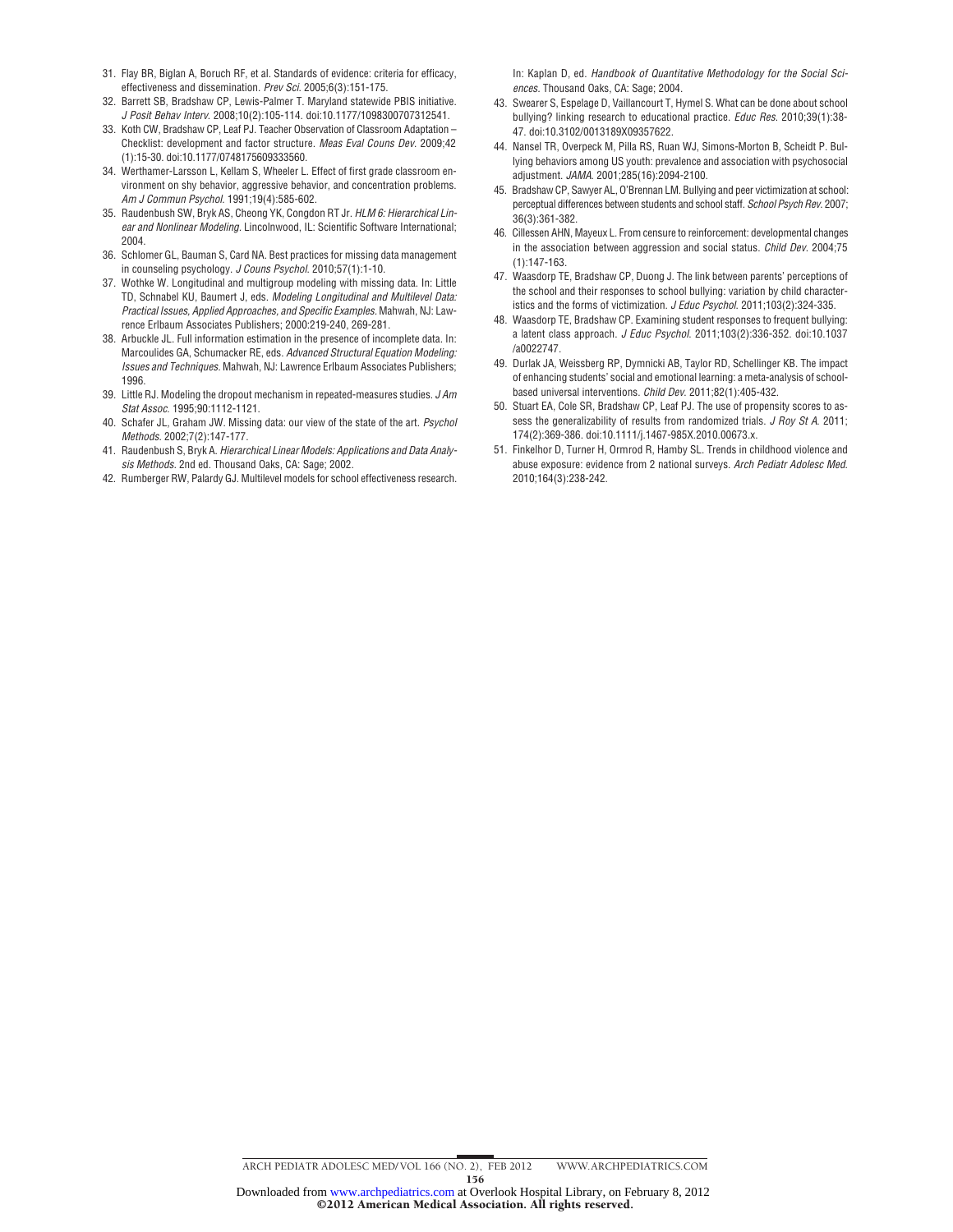31. Flay BR, Biglan A, Boruch RF, et al. Standards of evidence: criteria for efficacy, effectiveness and dissemination. *Prev Sci.* 2005;6(3):151-175.
32. Barrett SB, Bradshaw CP, Lewis-Palmer T. Maryland statewide PBIS initiative. *J Posit Behav Interv.* 2008;10(2):105-114. doi:10.1177/1098300707312541.
33. Koth CW, Bradshaw CP, Leaf PJ. Teacher Observation of Classroom Adaptation – Checklist: development and factor structure. *Meas Eval Couns Dev.* 2009;42(1):15-30. doi:10.1177/0748175609333560.
34. Werthamer-Larsson L, Kellam S, Wheeler L. Effect of first grade classroom environment on shy behavior, aggressive behavior, and concentration problems. *Am J Commun Psychol.* 1991;19(4):585-602.
35. Raudenbush SW, Bryk AS, Cheong YK, Congdon RT Jr. *HLM 6: Hierarchical Linear and Nonlinear Modeling.* Lincolnwood, IL: Scientific Software International; 2004.
36. Schlomer GL, Bauman S, Card NA. Best practices for missing data management in counseling psychology. *J Couns Psychol.* 2010;57(1):1-10.
37. Wothke W. Longitudinal and multigroup modeling with missing data. In: Little TD, Schnabel KU, Baumert J, eds. *Modeling Longitudinal and Multilevel Data: Practical Issues, Applied Approaches, and Specific Examples.* Mahwah, NJ: Lawrence Erlbaum Associates Publishers; 2000:219-240, 269-281.
38. Arbuckle JL. Full information estimation in the presence of incomplete data. In: Marcoulides GA, Schumacker RE, eds. *Advanced Structural Equation Modeling: Issues and Techniques.* Mahwah, NJ: Lawrence Erlbaum Associates Publishers; 1996.
39. Little RJ. Modeling the dropout mechanism in repeated-measures studies. *J Am Stat Assoc.* 1995;90:1112-1121.
40. Schafer JL, Graham JW. Missing data: our view of the state of the art. *Psychol Methods.* 2002;7(2):147-177.
41. Raudenbush S, Bryk A. *Hierarchical Linear Models: Applications and Data Analysis Methods.* 2nd ed. Thousand Oaks, CA: Sage; 2002.
42. Rumberger RW, Palardy GJ. Multilevel models for school effectiveness research. In: Kaplan D, ed. *Handbook of Quantitative Methodology for the Social Sciences.* Thousand Oaks, CA: Sage; 2004.
43. Swearer S, Espelage D, Vaillancourt T, Hymel S. What can be done about school bullying? linking research to educational practice. *Educ Res.* 2010;39(1):38-47. doi:10.3102/0013189X09357622.
44. Nansel TR, Overpeck M, Pilla RS, Ruan WJ, Simons-Morton B, Scheidt P. Bullying behaviors among US youth: prevalence and association with psychosocial adjustment. *JAMA.* 2001;285(16):2094-2100.
45. Bradshaw CP, Sawyer AL, O'Brennan LM. Bullying and peer victimization at school: perceptual differences between students and school staff. *School Psych Rev.* 2007;36(3):361-382.
46. Cillessen AHN, Mayeux L. From censure to reinforcement: developmental changes in the association between aggression and social status. *Child Dev.* 2004;75(1):147-163.
47. Waasdorp TE, Bradshaw CP, Duong J. The link between parents' perceptions of the school and their responses to school bullying: variation by child characteristics and the forms of victimization. *J Educ Psychol.* 2011;103(2):324-335.
48. Waasdorp TE, Bradshaw CP. Examining student responses to frequent bullying: a latent class approach. *J Educ Psychol.* 2011;103(2):336-352. doi:10.1037/a0022747.
49. Durlak JA, Weissberg RP, Dymnicki AB, Taylor RD, Schellinger KB. The impact of enhancing students' social and emotional learning: a meta-analysis of school-based universal interventions. *Child Dev.* 2011;82(1):405-432.
50. Stuart EA, Cole SR, Bradshaw CP, Leaf PJ. The use of propensity scores to assess the generalizability of results from randomized trials. *J Roy St A.* 2011;174(2):369-386. doi:10.1111/j.1467-985X.2010.00673.x.
51. Finkelhor D, Turner H, Ormrod R, Hamby SL. Trends in childhood violence and abuse exposure: evidence from 2 national surveys. *Arch Pediatr Adolesc Med.* 2010;164(3):238-242.